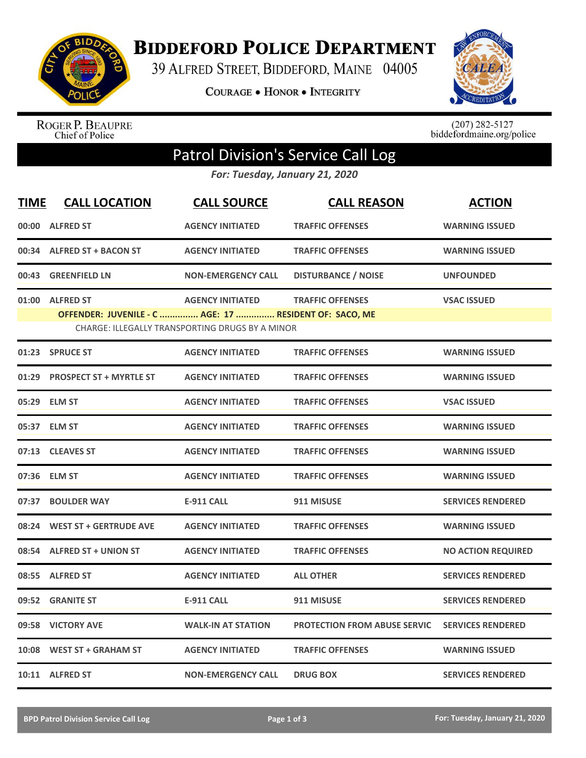# Biddeford Police Department

39 Alfred Street, Biddeford, Maine 04005

Courage • Honor • Integrity

Roger P. Beaupre
Chief of Police

(207) 282-5127
biddefordmaine.org/police

## Patrol Division's Service Call Log

*For: Tuesday, January 21, 2020*

| TIME | CALL LOCATION | CALL SOURCE | CALL REASON | ACTION |
|---|---|---|---|---|
| 00:00 | ALFRED ST | AGENCY INITIATED | TRAFFIC OFFENSES | WARNING ISSUED |
| 00:34 | ALFRED ST + BACON ST | AGENCY INITIATED | TRAFFIC OFFENSES | WARNING ISSUED |
| 00:43 | GREENFIELD LN | NON-EMERGENCY CALL | DISTURBANCE / NOISE | UNFOUNDED |
| 01:00 | ALFRED ST | AGENCY INITIATED | TRAFFIC OFFENSES | VSAC ISSUED |
| | OFFENDER: JUVENILE - C ............... AGE: 17 ............... RESIDENT OF: SACO, ME | | | |
| | CHARGE: ILLEGALLY TRANSPORTING DRUGS BY A MINOR | | | |
| 01:23 | SPRUCE ST | AGENCY INITIATED | TRAFFIC OFFENSES | WARNING ISSUED |
| 01:29 | PROSPECT ST + MYRTLE ST | AGENCY INITIATED | TRAFFIC OFFENSES | WARNING ISSUED |
| 05:29 | ELM ST | AGENCY INITIATED | TRAFFIC OFFENSES | VSAC ISSUED |
| 05:37 | ELM ST | AGENCY INITIATED | TRAFFIC OFFENSES | WARNING ISSUED |
| 07:13 | CLEAVES ST | AGENCY INITIATED | TRAFFIC OFFENSES | WARNING ISSUED |
| 07:36 | ELM ST | AGENCY INITIATED | TRAFFIC OFFENSES | WARNING ISSUED |
| 07:37 | BOULDER WAY | E-911 CALL | 911 MISUSE | SERVICES RENDERED |
| 08:24 | WEST ST + GERTRUDE AVE | AGENCY INITIATED | TRAFFIC OFFENSES | WARNING ISSUED |
| 08:54 | ALFRED ST + UNION ST | AGENCY INITIATED | TRAFFIC OFFENSES | NO ACTION REQUIRED |
| 08:55 | ALFRED ST | AGENCY INITIATED | ALL OTHER | SERVICES RENDERED |
| 09:52 | GRANITE ST | E-911 CALL | 911 MISUSE | SERVICES RENDERED |
| 09:58 | VICTORY AVE | WALK-IN AT STATION | PROTECTION FROM ABUSE SERVIC | SERVICES RENDERED |
| 10:08 | WEST ST + GRAHAM ST | AGENCY INITIATED | TRAFFIC OFFENSES | WARNING ISSUED |
| 10:11 | ALFRED ST | NON-EMERGENCY CALL | DRUG BOX | SERVICES RENDERED |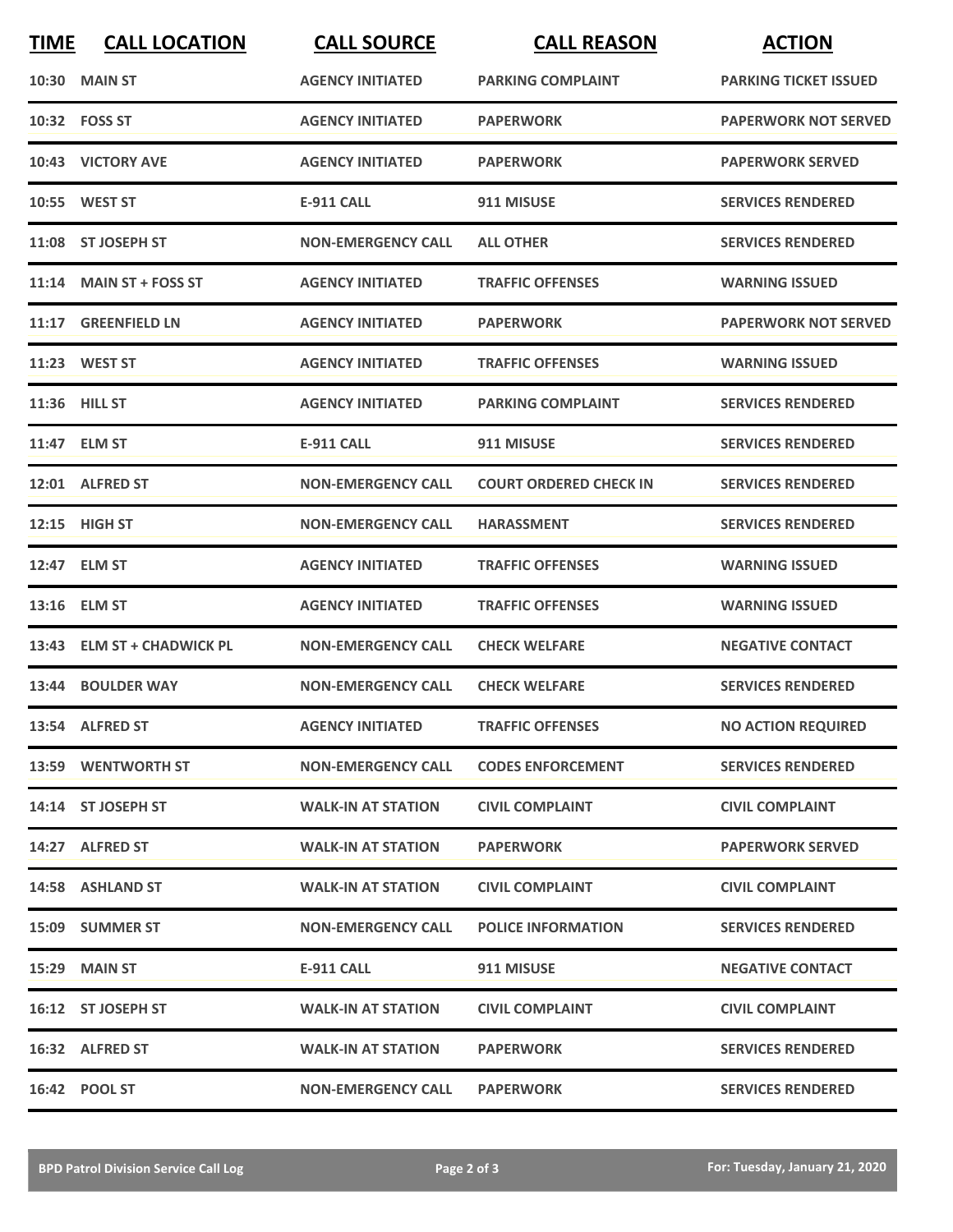| TIME | CALL LOCATION | CALL SOURCE | CALL REASON | ACTION |
|---|---|---|---|---|
| 10:30 | MAIN ST | AGENCY INITIATED | PARKING COMPLAINT | PARKING TICKET ISSUED |
| 10:32 | FOSS ST | AGENCY INITIATED | PAPERWORK | PAPERWORK NOT SERVED |
| 10:43 | VICTORY AVE | AGENCY INITIATED | PAPERWORK | PAPERWORK SERVED |
| 10:55 | WEST ST | E-911 CALL | 911 MISUSE | SERVICES RENDERED |
| 11:08 | ST JOSEPH ST | NON-EMERGENCY CALL | ALL OTHER | SERVICES RENDERED |
| 11:14 | MAIN ST + FOSS ST | AGENCY INITIATED | TRAFFIC OFFENSES | WARNING ISSUED |
| 11:17 | GREENFIELD LN | AGENCY INITIATED | PAPERWORK | PAPERWORK NOT SERVED |
| 11:23 | WEST ST | AGENCY INITIATED | TRAFFIC OFFENSES | WARNING ISSUED |
| 11:36 | HILL ST | AGENCY INITIATED | PARKING COMPLAINT | SERVICES RENDERED |
| 11:47 | ELM ST | E-911 CALL | 911 MISUSE | SERVICES RENDERED |
| 12:01 | ALFRED ST | NON-EMERGENCY CALL | COURT ORDERED CHECK IN | SERVICES RENDERED |
| 12:15 | HIGH ST | NON-EMERGENCY CALL | HARASSMENT | SERVICES RENDERED |
| 12:47 | ELM ST | AGENCY INITIATED | TRAFFIC OFFENSES | WARNING ISSUED |
| 13:16 | ELM ST | AGENCY INITIATED | TRAFFIC OFFENSES | WARNING ISSUED |
| 13:43 | ELM ST + CHADWICK PL | NON-EMERGENCY CALL | CHECK WELFARE | NEGATIVE CONTACT |
| 13:44 | BOULDER WAY | NON-EMERGENCY CALL | CHECK WELFARE | SERVICES RENDERED |
| 13:54 | ALFRED ST | AGENCY INITIATED | TRAFFIC OFFENSES | NO ACTION REQUIRED |
| 13:59 | WENTWORTH ST | NON-EMERGENCY CALL | CODES ENFORCEMENT | SERVICES RENDERED |
| 14:14 | ST JOSEPH ST | WALK-IN AT STATION | CIVIL COMPLAINT | CIVIL COMPLAINT |
| 14:27 | ALFRED ST | WALK-IN AT STATION | PAPERWORK | PAPERWORK SERVED |
| 14:58 | ASHLAND ST | WALK-IN AT STATION | CIVIL COMPLAINT | CIVIL COMPLAINT |
| 15:09 | SUMMER ST | NON-EMERGENCY CALL | POLICE INFORMATION | SERVICES RENDERED |
| 15:29 | MAIN ST | E-911 CALL | 911 MISUSE | NEGATIVE CONTACT |
| 16:12 | ST JOSEPH ST | WALK-IN AT STATION | CIVIL COMPLAINT | CIVIL COMPLAINT |
| 16:32 | ALFRED ST | WALK-IN AT STATION | PAPERWORK | SERVICES RENDERED |
| 16:42 | POOL ST | NON-EMERGENCY CALL | PAPERWORK | SERVICES RENDERED |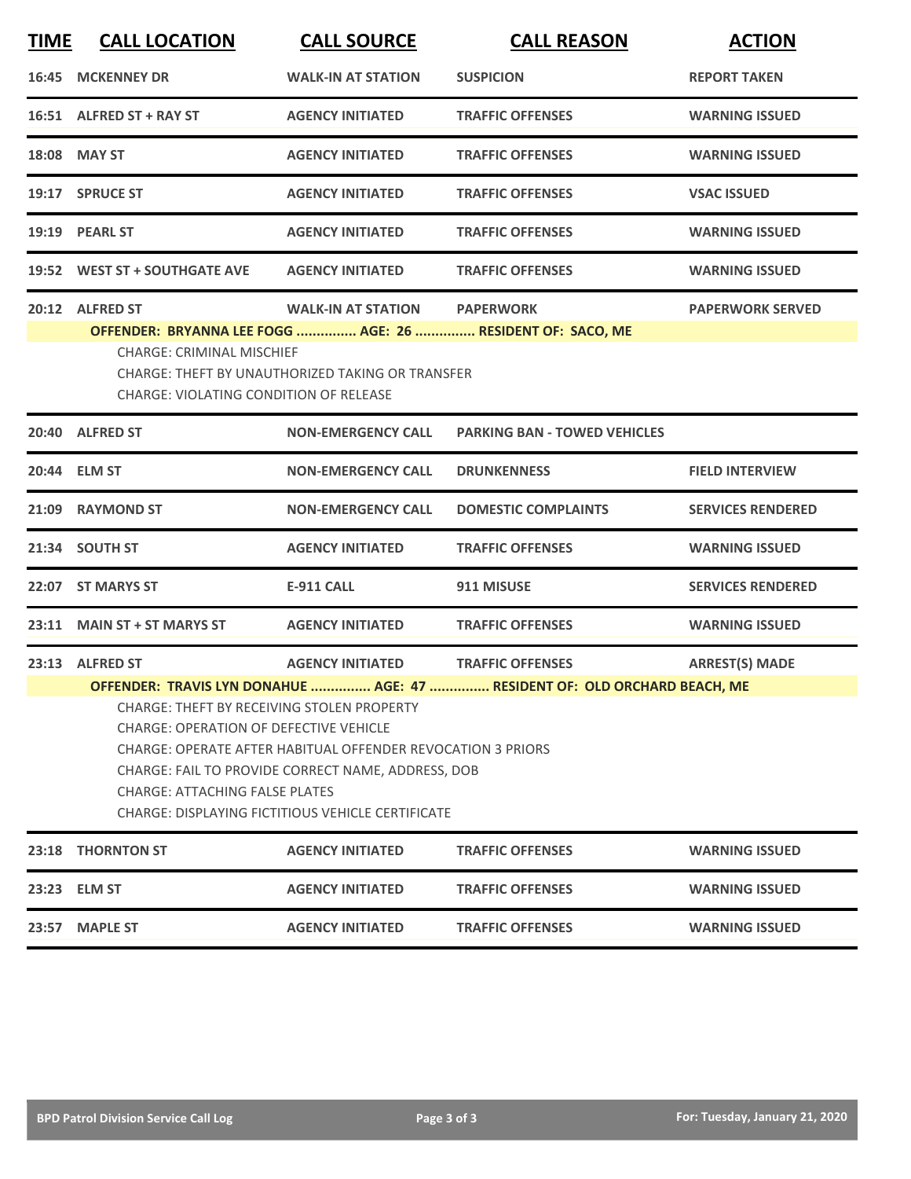| TIME | CALL LOCATION | CALL SOURCE | CALL REASON | ACTION |
|---|---|---|---|---|
| 16:45 | MCKENNEY DR | WALK-IN AT STATION | SUSPICION | REPORT TAKEN |
| 16:51 | ALFRED ST + RAY ST | AGENCY INITIATED | TRAFFIC OFFENSES | WARNING ISSUED |
| 18:08 | MAY ST | AGENCY INITIATED | TRAFFIC OFFENSES | WARNING ISSUED |
| 19:17 | SPRUCE ST | AGENCY INITIATED | TRAFFIC OFFENSES | VSAC ISSUED |
| 19:19 | PEARL ST | AGENCY INITIATED | TRAFFIC OFFENSES | WARNING ISSUED |
| 19:52 | WEST ST + SOUTHGATE AVE | AGENCY INITIATED | TRAFFIC OFFENSES | WARNING ISSUED |
| 20:12 | ALFRED ST | WALK-IN AT STATION | PAPERWORK | PAPERWORK SERVED |

**OFFENDER: BRYANNA LEE FOGG ............... AGE: 26 ............... RESIDENT OF: SACO, ME**

CHARGE: CRIMINAL MISCHIEF
CHARGE: THEFT BY UNAUTHORIZED TAKING OR TRANSFER
CHARGE: VIOLATING CONDITION OF RELEASE

| TIME | CALL LOCATION | CALL SOURCE | CALL REASON | ACTION |
|---|---|---|---|---|
| 20:40 | ALFRED ST | NON-EMERGENCY CALL | PARKING BAN - TOWED VEHICLES | |
| 20:44 | ELM ST | NON-EMERGENCY CALL | DRUNKENNESS | FIELD INTERVIEW |
| 21:09 | RAYMOND ST | NON-EMERGENCY CALL | DOMESTIC COMPLAINTS | SERVICES RENDERED |
| 21:34 | SOUTH ST | AGENCY INITIATED | TRAFFIC OFFENSES | WARNING ISSUED |
| 22:07 | ST MARYS ST | E-911 CALL | 911 MISUSE | SERVICES RENDERED |
| 23:11 | MAIN ST + ST MARYS ST | AGENCY INITIATED | TRAFFIC OFFENSES | WARNING ISSUED |
| 23:13 | ALFRED ST | AGENCY INITIATED | TRAFFIC OFFENSES | ARREST(S) MADE |

**OFFENDER: TRAVIS LYN DONAHUE ............... AGE: 47 ............... RESIDENT OF: OLD ORCHARD BEACH, ME**

CHARGE: THEFT BY RECEIVING STOLEN PROPERTY
CHARGE: OPERATION OF DEFECTIVE VEHICLE
CHARGE: OPERATE AFTER HABITUAL OFFENDER REVOCATION 3 PRIORS
CHARGE: FAIL TO PROVIDE CORRECT NAME, ADDRESS, DOB
CHARGE: ATTACHING FALSE PLATES
CHARGE: DISPLAYING FICTITIOUS VEHICLE CERTIFICATE

| TIME | CALL LOCATION | CALL SOURCE | CALL REASON | ACTION |
|---|---|---|---|---|
| 23:18 | THORNTON ST | AGENCY INITIATED | TRAFFIC OFFENSES | WARNING ISSUED |
| 23:23 | ELM ST | AGENCY INITIATED | TRAFFIC OFFENSES | WARNING ISSUED |
| 23:57 | MAPLE ST | AGENCY INITIATED | TRAFFIC OFFENSES | WARNING ISSUED |